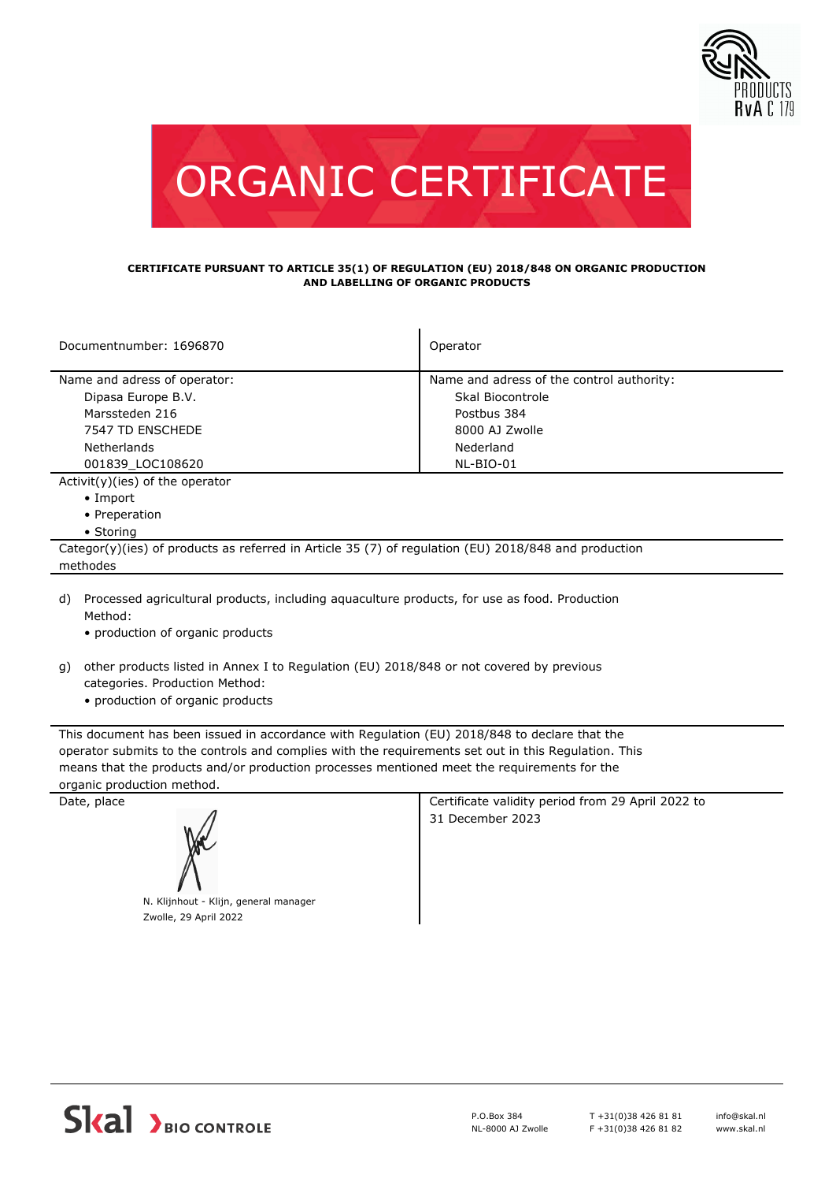# ORGANIC CERTIFICATE

**CERTIFICATE PURSUANT TO ARTICLE 35(1) OF REGULATION (EU) 2018/848 ON ORGANIC PRODUCTION AND LABELLING OF ORGANIC PRODUCTS**

| Documentnumber: 1696870 | Operator |
|---|---|
| Name and adress of operator:<br>Dipasa Europe B.V.<br>Marssteden 216<br>7547 TD ENSCHEDE<br>Netherlands<br>001839_LOC108620 | Name and adress of the control authority:<br>Skal Biocontrole<br>Postbus 384<br>8000 AJ Zwolle<br>Nederland<br>NL-BIO-01 |

Activit(y)(ies) of the operator

- Import
- Preperation
- Storing

Categor(y)(ies) of products as referred in Article 35 (7) of regulation (EU) 2018/848 and production methodes

d) Processed agricultural products, including aquaculture products, for use as food. Production Method:
- production of organic products

g) other products listed in Annex I to Regulation (EU) 2018/848 or not covered by previous categories. Production Method:
- production of organic products

This document has been issued in accordance with Regulation (EU) 2018/848 to declare that the operator submits to the controls and complies with the requirements set out in this Regulation. This means that the products and/or production processes mentioned meet the requirements for the organic production method.

| Date, place | Certificate validity period from 29 April 2022 to 31 December 2023 |
|---|---|
| N. Klijnhout - Klijn, general manager<br>Zwolle, 29 April 2022 | |

Skal BIO CONTROLE

P.O.Box 384
NL-8000 AJ Zwolle

T +31(0)38 426 81 81
F +31(0)38 426 81 82

info@skal.nl
www.skal.nl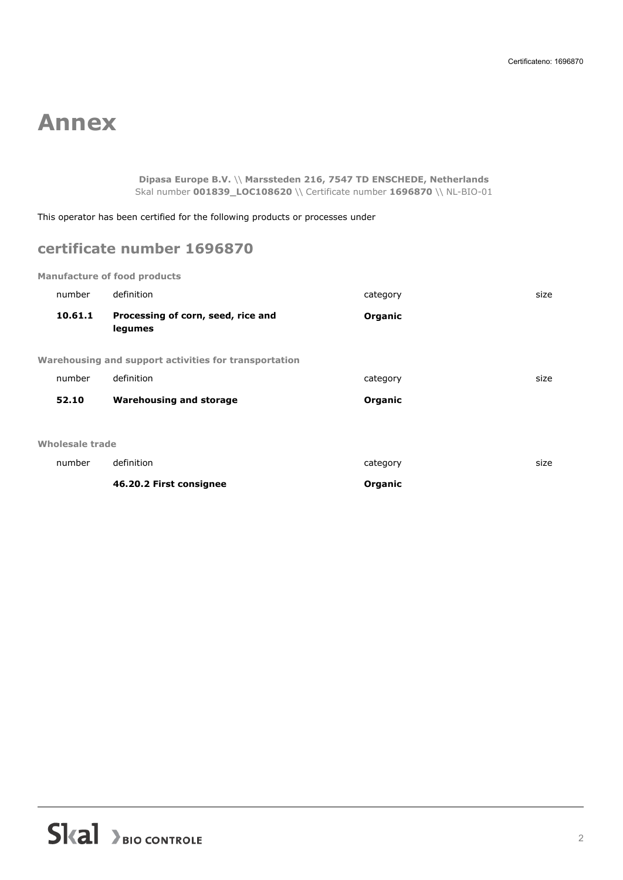# Annex

**Dipasa Europe B.V.** \\ **Marssteden 216, 7547 TD ENSCHEDE, Netherlands**
Skal number **001839_LOC108620** \\ Certificate number **1696870** \\ NL-BIO-01

This operator has been certified for the following products or processes under

## certificate number 1696870

### Manufacture of food products

| number | definition | category | size |
|---|---|---|---|
| **10.61.1** | **Processing of corn, seed, rice and legumes** | **Organic** | |

### Warehousing and support activities for transportation

| number | definition | category | size |
|---|---|---|---|
| **52.10** | **Warehousing and storage** | **Organic** | |

### Wholesale trade

| number | definition | category | size |
|---|---|---|---|
| | **46.20.2 First consignee** | **Organic** | |